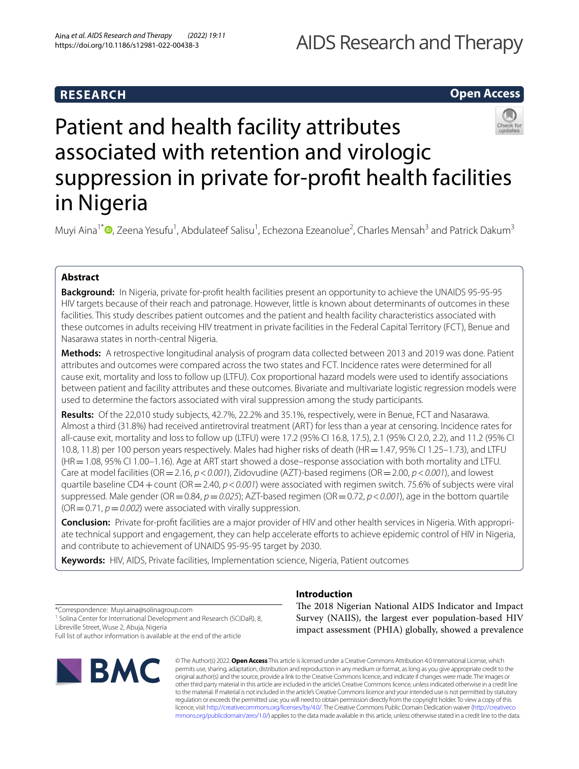RESEARCH

Open Access

# Patient and health facility attributes associated with retention and virologic suppression in private for-profit health facilities in Nigeria

Muyi Aina[1*], Zeena Yesufu[1], Abdulateef Salisu[1], Echezona Ezeanolue[2], Charles Mensah[3] and Patrick Dakum[3]

## Abstract

**Background:** In Nigeria, private for-profit health facilities present an opportunity to achieve the UNAIDS 95-95-95 HIV targets because of their reach and patronage. However, little is known about determinants of outcomes in these facilities. This study describes patient outcomes and the patient and health facility characteristics associated with these outcomes in adults receiving HIV treatment in private facilities in the Federal Capital Territory (FCT), Benue and Nasarawa states in north-central Nigeria.

**Methods:** A retrospective longitudinal analysis of program data collected between 2013 and 2019 was done. Patient attributes and outcomes were compared across the two states and FCT. Incidence rates were determined for all cause exit, mortality and loss to follow up (LTFU). Cox proportional hazard models were used to identify associations between patient and facility attributes and these outcomes. Bivariate and multivariate logistic regression models were used to determine the factors associated with viral suppression among the study participants.

**Results:** Of the 22,010 study subjects, 42.7%, 22.2% and 35.1%, respectively, were in Benue, FCT and Nasarawa. Almost a third (31.8%) had received antiretroviral treatment (ART) for less than a year at censoring. Incidence rates for all-cause exit, mortality and loss to follow up (LTFU) were 17.2 (95% CI 16.8, 17.5), 2.1 (95% CI 2.0, 2.2), and 11.2 (95% CI 10.8, 11.8) per 100 person years respectively. Males had higher risks of death (HR = 1.47, 95% CI 1.25–1.73), and LTFU (HR = 1.08, 95% CI 1.00–1.16). Age at ART start showed a dose–response association with both mortality and LTFU. Care at model facilities (OR = 2.16, *p* < *0.001*), Zidovudine (AZT)-based regimens (OR = 2.00, *p* < *0.001*), and lowest quartile baseline CD4 + count (OR = 2.40, *p* < *0.001*) were associated with regimen switch. 75.6% of subjects were viral suppressed. Male gender (OR = 0.84, *p* = *0.025*); AZT-based regimen (OR = 0.72, *p* < *0.001*), age in the bottom quartile (OR = 0.71, *p* = *0.002*) were associated with virally suppression.

**Conclusion:** Private for-profit facilities are a major provider of HIV and other health services in Nigeria. With appropriate technical support and engagement, they can help accelerate efforts to achieve epidemic control of HIV in Nigeria, and contribute to achievement of UNAIDS 95-95-95 target by 2030.

**Keywords:** HIV, AIDS, Private facilities, Implementation science, Nigeria, Patient outcomes

*Correspondence: Muyi.aina@solinagroup.com
[1] Solina Center for International Development and Research (SCIDaR), 8, Libreville Street, Wuse 2, Abuja, Nigeria
Full list of author information is available at the end of the article

## Introduction

The 2018 Nigerian National AIDS Indicator and Impact Survey (NAIIS), the largest ever population-based HIV impact assessment (PHIA) globally, showed a prevalence

© The Author(s) 2022. **Open Access** This article is licensed under a Creative Commons Attribution 4.0 International License, which permits use, sharing, adaptation, distribution and reproduction in any medium or format, as long as you give appropriate credit to the original author(s) and the source, provide a link to the Creative Commons licence, and indicate if changes were made. The images or other third party material in this article are included in the article's Creative Commons licence, unless indicated otherwise in a credit line to the material. If material is not included in the article's Creative Commons licence and your intended use is not permitted by statutory regulation or exceeds the permitted use, you will need to obtain permission directly from the copyright holder. To view a copy of this licence, visit http://creativecommons.org/licenses/by/4.0/. The Creative Commons Public Domain Dedication waiver (http://creativecommons.org/publicdomain/zero/1.0/) applies to the data made available in this article, unless otherwise stated in a credit line to the data.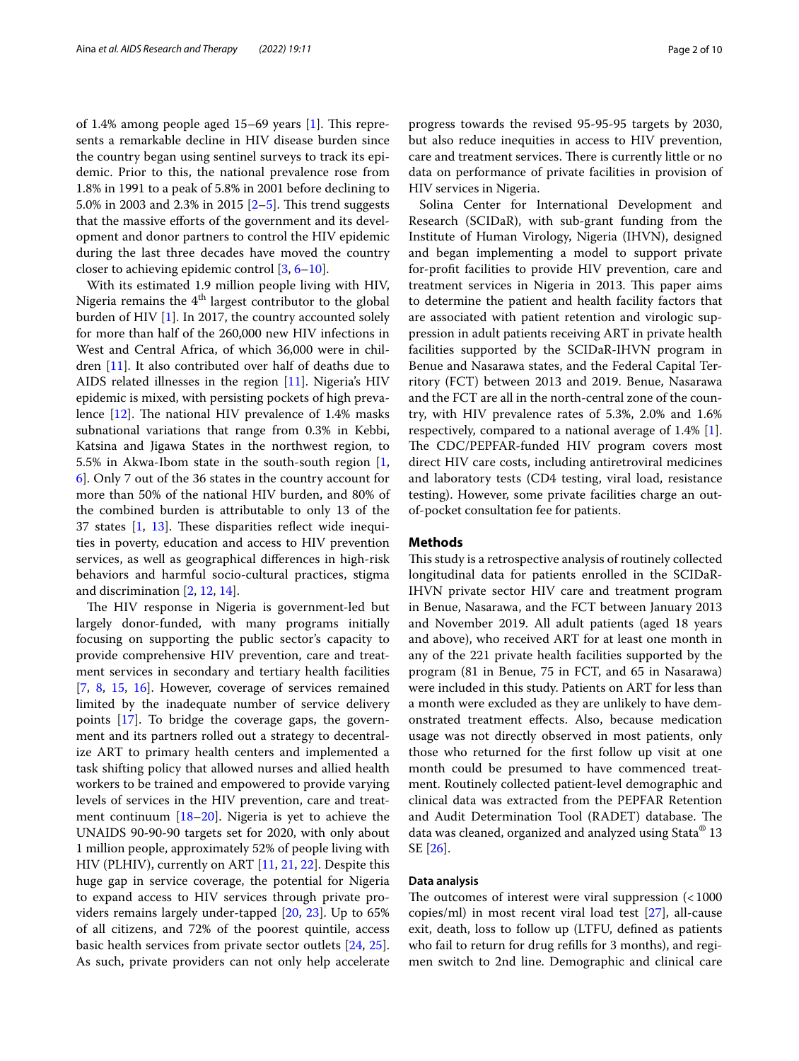of 1.4% among people aged 15–69 years [1]. This represents a remarkable decline in HIV disease burden since the country began using sentinel surveys to track its epidemic. Prior to this, the national prevalence rose from 1.8% in 1991 to a peak of 5.8% in 2001 before declining to 5.0% in 2003 and 2.3% in 2015 [2–5]. This trend suggests that the massive efforts of the government and its development and donor partners to control the HIV epidemic during the last three decades have moved the country closer to achieving epidemic control [3, 6–10].

With its estimated 1.9 million people living with HIV, Nigeria remains the 4th largest contributor to the global burden of HIV [1]. In 2017, the country accounted solely for more than half of the 260,000 new HIV infections in West and Central Africa, of which 36,000 were in children [11]. It also contributed over half of deaths due to AIDS related illnesses in the region [11]. Nigeria's HIV epidemic is mixed, with persisting pockets of high prevalence [12]. The national HIV prevalence of 1.4% masks subnational variations that range from 0.3% in Kebbi, Katsina and Jigawa States in the northwest region, to 5.5% in Akwa-Ibom state in the south-south region [1, 6]. Only 7 out of the 36 states in the country account for more than 50% of the national HIV burden, and 80% of the combined burden is attributable to only 13 of the 37 states [1, 13]. These disparities reflect wide inequities in poverty, education and access to HIV prevention services, as well as geographical differences in high-risk behaviors and harmful socio-cultural practices, stigma and discrimination [2, 12, 14].

The HIV response in Nigeria is government-led but largely donor-funded, with many programs initially focusing on supporting the public sector's capacity to provide comprehensive HIV prevention, care and treatment services in secondary and tertiary health facilities [7, 8, 15, 16]. However, coverage of services remained limited by the inadequate number of service delivery points [17]. To bridge the coverage gaps, the government and its partners rolled out a strategy to decentralize ART to primary health centers and implemented a task shifting policy that allowed nurses and allied health workers to be trained and empowered to provide varying levels of services in the HIV prevention, care and treatment continuum [18–20]. Nigeria is yet to achieve the UNAIDS 90-90-90 targets set for 2020, with only about 1 million people, approximately 52% of people living with HIV (PLHIV), currently on ART [11, 21, 22]. Despite this huge gap in service coverage, the potential for Nigeria to expand access to HIV services through private providers remains largely under-tapped [20, 23]. Up to 65% of all citizens, and 72% of the poorest quintile, access basic health services from private sector outlets [24, 25]. As such, private providers can not only help accelerate progress towards the revised 95-95-95 targets by 2030, but also reduce inequities in access to HIV prevention, care and treatment services. There is currently little or no data on performance of private facilities in provision of HIV services in Nigeria.

Solina Center for International Development and Research (SCIDaR), with sub-grant funding from the Institute of Human Virology, Nigeria (IHVN), designed and began implementing a model to support private for-profit facilities to provide HIV prevention, care and treatment services in Nigeria in 2013. This paper aims to determine the patient and health facility factors that are associated with patient retention and virologic suppression in adult patients receiving ART in private health facilities supported by the SCIDaR-IHVN program in Benue and Nasarawa states, and the Federal Capital Territory (FCT) between 2013 and 2019. Benue, Nasarawa and the FCT are all in the north-central zone of the country, with HIV prevalence rates of 5.3%, 2.0% and 1.6% respectively, compared to a national average of 1.4% [1]. The CDC/PEPFAR-funded HIV program covers most direct HIV care costs, including antiretroviral medicines and laboratory tests (CD4 testing, viral load, resistance testing). However, some private facilities charge an out-of-pocket consultation fee for patients.

## Methods

This study is a retrospective analysis of routinely collected longitudinal data for patients enrolled in the SCIDaR-IHVN private sector HIV care and treatment program in Benue, Nasarawa, and the FCT between January 2013 and November 2019. All adult patients (aged 18 years and above), who received ART for at least one month in any of the 221 private health facilities supported by the program (81 in Benue, 75 in FCT, and 65 in Nasarawa) were included in this study. Patients on ART for less than a month were excluded as they are unlikely to have demonstrated treatment effects. Also, because medication usage was not directly observed in most patients, only those who returned for the first follow up visit at one month could be presumed to have commenced treatment. Routinely collected patient-level demographic and clinical data was extracted from the PEPFAR Retention and Audit Determination Tool (RADET) database. The data was cleaned, organized and analyzed using Stata® 13 SE [26].

### Data analysis

The outcomes of interest were viral suppression (< 1000 copies/ml) in most recent viral load test [27], all-cause exit, death, loss to follow up (LTFU, defined as patients who fail to return for drug refills for 3 months), and regimen switch to 2nd line. Demographic and clinical care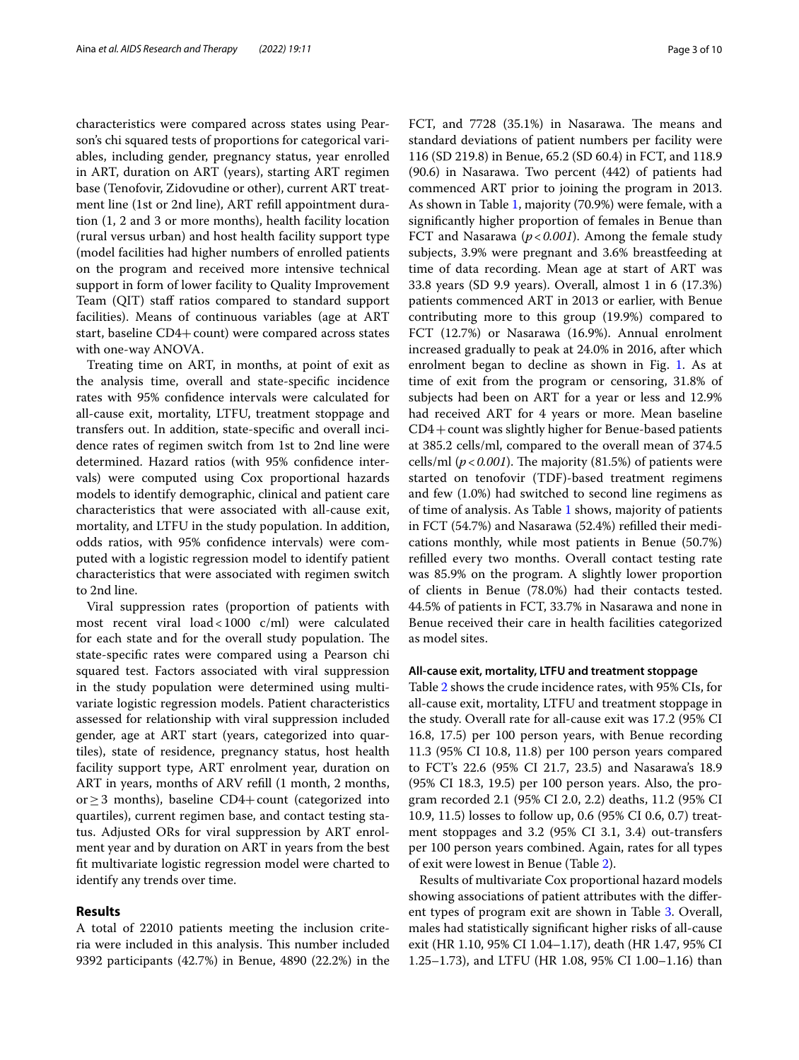characteristics were compared across states using Pearson's chi squared tests of proportions for categorical variables, including gender, pregnancy status, year enrolled in ART, duration on ART (years), starting ART regimen base (Tenofovir, Zidovudine or other), current ART treatment line (1st or 2nd line), ART refill appointment duration (1, 2 and 3 or more months), health facility location (rural versus urban) and host health facility support type (model facilities had higher numbers of enrolled patients on the program and received more intensive technical support in form of lower facility to Quality Improvement Team (QIT) staff ratios compared to standard support facilities). Means of continuous variables (age at ART start, baseline CD4+ count) were compared across states with one-way ANOVA.

Treating time on ART, in months, at point of exit as the analysis time, overall and state-specific incidence rates with 95% confidence intervals were calculated for all-cause exit, mortality, LTFU, treatment stoppage and transfers out. In addition, state-specific and overall incidence rates of regimen switch from 1st to 2nd line were determined. Hazard ratios (with 95% confidence intervals) were computed using Cox proportional hazards models to identify demographic, clinical and patient care characteristics that were associated with all-cause exit, mortality, and LTFU in the study population. In addition, odds ratios, with 95% confidence intervals) were computed with a logistic regression model to identify patient characteristics that were associated with regimen switch to 2nd line.

Viral suppression rates (proportion of patients with most recent viral load < 1000 c/ml) were calculated for each state and for the overall study population. The state-specific rates were compared using a Pearson chi squared test. Factors associated with viral suppression in the study population were determined using multivariate logistic regression models. Patient characteristics assessed for relationship with viral suppression included gender, age at ART start (years, categorized into quartiles), state of residence, pregnancy status, host health facility support type, ART enrolment year, duration on ART in years, months of ARV refill (1 month, 2 months, or $\geq$ 3 months), baseline CD4+ count (categorized into quartiles), current regimen base, and contact testing status. Adjusted ORs for viral suppression by ART enrolment year and by duration on ART in years from the best fit multivariate logistic regression model were charted to identify any trends over time.

## Results

A total of 22010 patients meeting the inclusion criteria were included in this analysis. This number included 9392 participants (42.7%) in Benue, 4890 (22.2%) in the FCT, and 7728 (35.1%) in Nasarawa. The means and standard deviations of patient numbers per facility were 116 (SD 219.8) in Benue, 65.2 (SD 60.4) in FCT, and 118.9 (90.6) in Nasarawa. Two percent (442) of patients had commenced ART prior to joining the program in 2013. As shown in Table 1, majority (70.9%) were female, with a significantly higher proportion of females in Benue than FCT and Nasarawa (*p < 0.001*). Among the female study subjects, 3.9% were pregnant and 3.6% breastfeeding at time of data recording. Mean age at start of ART was 33.8 years (SD 9.9 years). Overall, almost 1 in 6 (17.3%) patients commenced ART in 2013 or earlier, with Benue contributing more to this group (19.9%) compared to FCT (12.7%) or Nasarawa (16.9%). Annual enrolment increased gradually to peak at 24.0% in 2016, after which enrolment began to decline as shown in Fig. 1. As at time of exit from the program or censoring, 31.8% of subjects had been on ART for a year or less and 12.9% had received ART for 4 years or more. Mean baseline CD4 + count was slightly higher for Benue-based patients at 385.2 cells/ml, compared to the overall mean of 374.5 cells/ml (*p < 0.001*). The majority (81.5%) of patients were started on tenofovir (TDF)-based treatment regimens and few (1.0%) had switched to second line regimens as of time of analysis. As Table 1 shows, majority of patients in FCT (54.7%) and Nasarawa (52.4%) refilled their medications monthly, while most patients in Benue (50.7%) refilled every two months. Overall contact testing rate was 85.9% on the program. A slightly lower proportion of clients in Benue (78.0%) had their contacts tested. 44.5% of patients in FCT, 33.7% in Nasarawa and none in Benue received their care in health facilities categorized as model sites.

#### All-cause exit, mortality, LTFU and treatment stoppage

Table 2 shows the crude incidence rates, with 95% CIs, for all-cause exit, mortality, LTFU and treatment stoppage in the study. Overall rate for all-cause exit was 17.2 (95% CI 16.8, 17.5) per 100 person years, with Benue recording 11.3 (95% CI 10.8, 11.8) per 100 person years compared to FCT's 22.6 (95% CI 21.7, 23.5) and Nasarawa's 18.9 (95% CI 18.3, 19.5) per 100 person years. Also, the program recorded 2.1 (95% CI 2.0, 2.2) deaths, 11.2 (95% CI 10.9, 11.5) losses to follow up, 0.6 (95% CI 0.6, 0.7) treatment stoppages and 3.2 (95% CI 3.1, 3.4) out-transfers per 100 person years combined. Again, rates for all types of exit were lowest in Benue (Table 2).

Results of multivariate Cox proportional hazard models showing associations of patient attributes with the different types of program exit are shown in Table 3. Overall, males had statistically significant higher risks of all-cause exit (HR 1.10, 95% CI 1.04–1.17), death (HR 1.47, 95% CI 1.25–1.73), and LTFU (HR 1.08, 95% CI 1.00–1.16) than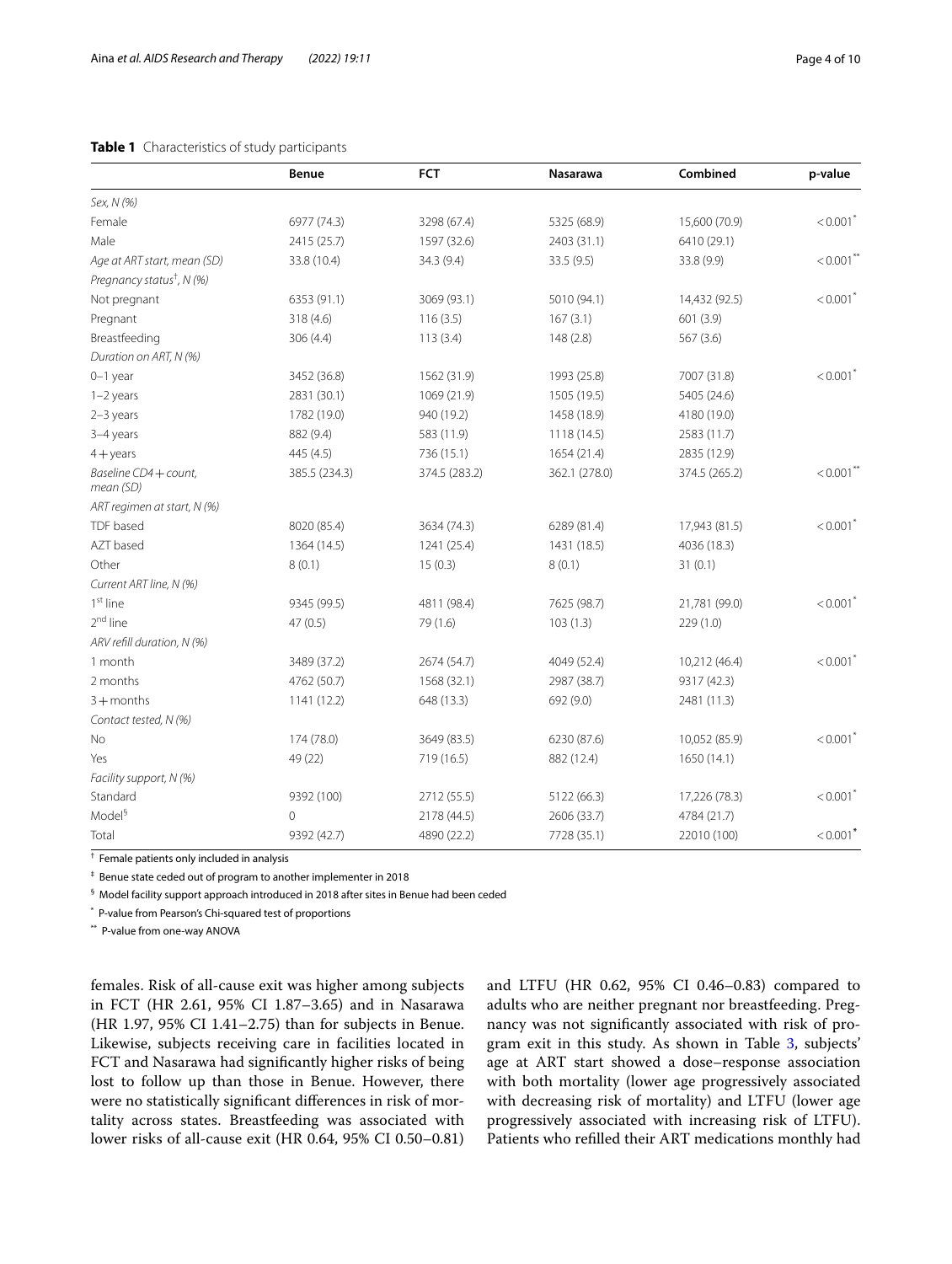**Table 1** Characteristics of study participants

| | Benue | FCT | Nasarawa | Combined | p-value |
|---|---|---|---|---|---|
| *Sex, N (%)* | | | | | |
| Female | 6977 (74.3) | 3298 (67.4) | 5325 (68.9) | 15,600 (70.9) | < 0.001* |
| Male | 2415 (25.7) | 1597 (32.6) | 2403 (31.1) | 6410 (29.1) | |
| *Age at ART start, mean (SD)* | 33.8 (10.4) | 34.3 (9.4) | 33.5 (9.5) | 33.8 (9.9) | < 0.001** |
| *Pregnancy status†, N (%)* | | | | | |
| Not pregnant | 6353 (91.1) | 3069 (93.1) | 5010 (94.1) | 14,432 (92.5) | < 0.001* |
| Pregnant | 318 (4.6) | 116 (3.5) | 167 (3.1) | 601 (3.9) | |
| Breastfeeding | 306 (4.4) | 113 (3.4) | 148 (2.8) | 567 (3.6) | |
| *Duration on ART, N (%)* | | | | | |
| 0–1 year | 3452 (36.8) | 1562 (31.9) | 1993 (25.8) | 7007 (31.8) | < 0.001* |
| 1–2 years | 2831 (30.1) | 1069 (21.9) | 1505 (19.5) | 5405 (24.6) | |
| 2–3 years | 1782 (19.0) | 940 (19.2) | 1458 (18.9) | 4180 (19.0) | |
| 3–4 years | 882 (9.4) | 583 (11.9) | 1118 (14.5) | 2583 (11.7) | |
| 4 + years | 445 (4.5) | 736 (15.1) | 1654 (21.4) | 2835 (12.9) | |
| *Baseline CD4 + count, mean (SD)* | 385.5 (234.3) | 374.5 (283.2) | 362.1 (278.0) | 374.5 (265.2) | < 0.001** |
| *ART regimen at start, N (%)* | | | | | |
| TDF based | 8020 (85.4) | 3634 (74.3) | 6289 (81.4) | 17,943 (81.5) | < 0.001* |
| AZT based | 1364 (14.5) | 1241 (25.4) | 1431 (18.5) | 4036 (18.3) | |
| Other | 8 (0.1) | 15 (0.3) | 8 (0.1) | 31 (0.1) | |
| *Current ART line, N (%)* | | | | | |
| 1st line | 9345 (99.5) | 4811 (98.4) | 7625 (98.7) | 21,781 (99.0) | < 0.001* |
| 2nd line | 47 (0.5) | 79 (1.6) | 103 (1.3) | 229 (1.0) | |
| *ARV refill duration, N (%)* | | | | | |
| 1 month | 3489 (37.2) | 2674 (54.7) | 4049 (52.4) | 10,212 (46.4) | < 0.001* |
| 2 months | 4762 (50.7) | 1568 (32.1) | 2987 (38.7) | 9317 (42.3) | |
| 3 + months | 1141 (12.2) | 648 (13.3) | 692 (9.0) | 2481 (11.3) | |
| *Contact tested, N (%)* | | | | | |
| No | 174 (78.0) | 3649 (83.5) | 6230 (87.6) | 10,052 (85.9) | < 0.001* |
| Yes | 49 (22) | 719 (16.5) | 882 (12.4) | 1650 (14.1) | |
| *Facility support, N (%)* | | | | | |
| Standard | 9392 (100) | 2712 (55.5) | 5122 (66.3) | 17,226 (78.3) | < 0.001* |
| Model§ | 0 | 2178 (44.5) | 2606 (33.7) | 4784 (21.7) | |
| Total | 9392 (42.7) | 4890 (22.2) | 7728 (35.1) | 22010 (100) | < 0.001* |

† Female patients only included in analysis

‡ Benue state ceded out of program to another implementer in 2018

§ Model facility support approach introduced in 2018 after sites in Benue had been ceded

\* P-value from Pearson's Chi-squared test of proportions

\*\* P-value from one-way ANOVA

females. Risk of all-cause exit was higher among subjects in FCT (HR 2.61, 95% CI 1.87–3.65) and in Nasarawa (HR 1.97, 95% CI 1.41–2.75) than for subjects in Benue. Likewise, subjects receiving care in facilities located in FCT and Nasarawa had significantly higher risks of being lost to follow up than those in Benue. However, there were no statistically significant differences in risk of mortality across states. Breastfeeding was associated with lower risks of all-cause exit (HR 0.64, 95% CI 0.50–0.81) and LTFU (HR 0.62, 95% CI 0.46–0.83) compared to adults who are neither pregnant nor breastfeeding. Pregnancy was not significantly associated with risk of program exit in this study. As shown in Table 3, subjects' age at ART start showed a dose–response association with both mortality (lower age progressively associated with decreasing risk of mortality) and LTFU (lower age progressively associated with increasing risk of LTFU). Patients who refilled their ART medications monthly had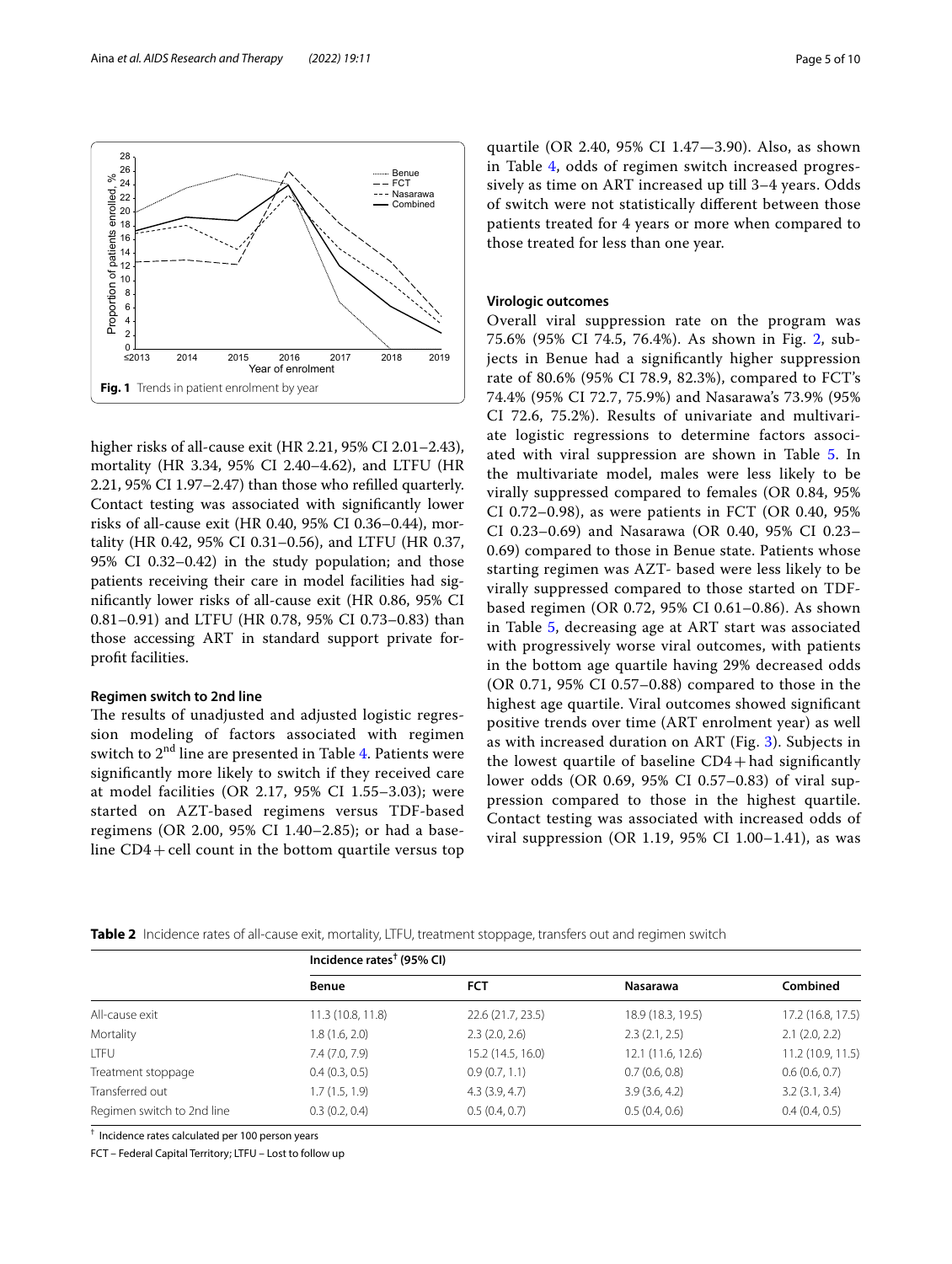**Fig. 1** Trends in patient enrolment by year

higher risks of all-cause exit (HR 2.21, 95% CI 2.01–2.43), mortality (HR 3.34, 95% CI 2.40–4.62), and LTFU (HR 2.21, 95% CI 1.97–2.47) than those who refilled quarterly. Contact testing was associated with significantly lower risks of all-cause exit (HR 0.40, 95% CI 0.36–0.44), mortality (HR 0.42, 95% CI 0.31–0.56), and LTFU (HR 0.37, 95% CI 0.32–0.42) in the study population; and those patients receiving their care in model facilities had significantly lower risks of all-cause exit (HR 0.86, 95% CI 0.81–0.91) and LTFU (HR 0.78, 95% CI 0.73–0.83) than those accessing ART in standard support private for-profit facilities.

#### Regimen switch to 2nd line

The results of unadjusted and adjusted logistic regression modeling of factors associated with regimen switch to 2[nd] line are presented in Table 4. Patients were significantly more likely to switch if they received care at model facilities (OR 2.17, 95% CI 1.55–3.03); were started on AZT-based regimens versus TDF-based regimens (OR 2.00, 95% CI 1.40–2.85); or had a baseline CD4 + cell count in the bottom quartile versus top quartile (OR 2.40, 95% CI 1.47—3.90). Also, as shown in Table 4, odds of regimen switch increased progressively as time on ART increased up till 3–4 years. Odds of switch were not statistically different between those patients treated for 4 years or more when compared to those treated for less than one year.

#### Virologic outcomes

Overall viral suppression rate on the program was 75.6% (95% CI 74.5, 76.4%). As shown in Fig. 2, subjects in Benue had a significantly higher suppression rate of 80.6% (95% CI 78.9, 82.3%), compared to FCT's 74.4% (95% CI 72.7, 75.9%) and Nasarawa's 73.9% (95% CI 72.6, 75.2%). Results of univariate and multivariate logistic regressions to determine factors associated with viral suppression are shown in Table 5. In the multivariate model, males were less likely to be virally suppressed compared to females (OR 0.84, 95% CI 0.72–0.98), as were patients in FCT (OR 0.40, 95% CI 0.23–0.69) and Nasarawa (OR 0.40, 95% CI 0.23–0.69) compared to those in Benue state. Patients whose starting regimen was AZT- based were less likely to be virally suppressed compared to those started on TDF-based regimen (OR 0.72, 95% CI 0.61–0.86). As shown in Table 5, decreasing age at ART start was associated with progressively worse viral outcomes, with patients in the bottom age quartile having 29% decreased odds (OR 0.71, 95% CI 0.57–0.88) compared to those in the highest age quartile. Viral outcomes showed significant positive trends over time (ART enrolment year) as well as with increased duration on ART (Fig. 3). Subjects in the lowest quartile of baseline CD4 + had significantly lower odds (OR 0.69, 95% CI 0.57–0.83) of viral suppression compared to those in the highest quartile. Contact testing was associated with increased odds of viral suppression (OR 1.19, 95% CI 1.00–1.41), as was

**Table 2** Incidence rates of all-cause exit, mortality, LTFU, treatment stoppage, transfers out and regimen switch

| | Incidence rates[†] (95% CI) | | | |
|---|---|---|---|---|
| | Benue | FCT | Nasarawa | Combined |
| All-cause exit | 11.3 (10.8, 11.8) | 22.6 (21.7, 23.5) | 18.9 (18.3, 19.5) | 17.2 (16.8, 17.5) |
| Mortality | 1.8 (1.6, 2.0) | 2.3 (2.0, 2.6) | 2.3 (2.1, 2.5) | 2.1 (2.0, 2.2) |
| LTFU | 7.4 (7.0, 7.9) | 15.2 (14.5, 16.0) | 12.1 (11.6, 12.6) | 11.2 (10.9, 11.5) |
| Treatment stoppage | 0.4 (0.3, 0.5) | 0.9 (0.7, 1.1) | 0.7 (0.6, 0.8) | 0.6 (0.6, 0.7) |
| Transferred out | 1.7 (1.5, 1.9) | 4.3 (3.9, 4.7) | 3.9 (3.6, 4.2) | 3.2 (3.1, 3.4) |
| Regimen switch to 2nd line | 0.3 (0.2, 0.4) | 0.5 (0.4, 0.7) | 0.5 (0.4, 0.6) | 0.4 (0.4, 0.5) |

[†] Incidence rates calculated per 100 person years

FCT – Federal Capital Territory; LTFU – Lost to follow up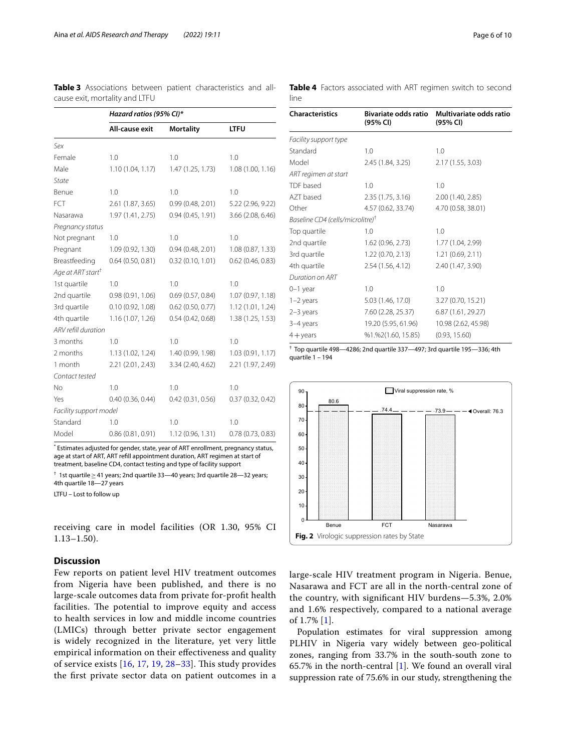**Table 3** Associations between patient characteristics and all-cause exit, mortality and LTFU

| | *Hazard ratios (95% CI)** | | |
|---|---|---|---|
| | **All-cause exit** | **Mortality** | **LTFU** |
| *Sex* | | | |
| Female | 1.0 | 1.0 | 1.0 |
| Male | 1.10 (1.04, 1.17) | 1.47 (1.25, 1.73) | 1.08 (1.00, 1.16) |
| *State* | | | |
| Benue | 1.0 | 1.0 | 1.0 |
| FCT | 2.61 (1.87, 3.65) | 0.99 (0.48, 2.01) | 5.22 (2.96, 9.22) |
| Nasarawa | 1.97 (1.41, 2.75) | 0.94 (0.45, 1.91) | 3.66 (2.08, 6.46) |
| *Pregnancy status* | | | |
| Not pregnant | 1.0 | 1.0 | 1.0 |
| Pregnant | 1.09 (0.92, 1.30) | 0.94 (0.48, 2.01) | 1.08 (0.87, 1.33) |
| Breastfeeding | 0.64 (0.50, 0.81) | 0.32 (0.10, 1.01) | 0.62 (0.46, 0.83) |
| *Age at ART start*[†] | | | |
| 1st quartile | 1.0 | 1.0 | 1.0 |
| 2nd quartile | 0.98 (0.91, 1.06) | 0.69 (0.57, 0.84) | 1.07 (0.97, 1.18) |
| 3rd quartile | 0.10 (0.92, 1.08) | 0.62 (0.50, 0.77) | 1.12 (1.01, 1.24) |
| 4th quartile | 1.16 (1.07, 1.26) | 0.54 (0.42, 0.68) | 1.38 (1.25, 1.53) |
| *ARV refill duration* | | | |
| 3 months | 1.0 | 1.0 | 1.0 |
| 2 months | 1.13 (1.02, 1.24) | 1.40 (0.99, 1.98) | 1.03 (0.91, 1.17) |
| 1 month | 2.21 (2.01, 2.43) | 3.34 (2.40, 4.62) | 2.21 (1.97, 2.49) |
| *Contact tested* | | | |
| No | 1.0 | 1.0 | 1.0 |
| Yes | 0.40 (0.36, 0.44) | 0.42 (0.31, 0.56) | 0.37 (0.32, 0.42) |
| *Facility support model* | | | |
| Standard | 1.0 | 1.0 | 1.0 |
| Model | 0.86 (0.81, 0.91) | 1.12 (0.96, 1.31) | 0.78 (0.73, 0.83) |

* Estimates adjusted for gender, state, year of ART enrollment, pregnancy status, age at start of ART, ART refill appointment duration, ART regimen at start of treatment, baseline CD4, contact testing and type of facility support

† 1st quartile ≥ 41 years; 2nd quartile 33—40 years; 3rd quartile 28—32 years; 4th quartile 18—27 years

LTFU – Lost to follow up

receiving care in model facilities (OR 1.30, 95% CI 1.13–1.50).

## Discussion

Few reports on patient level HIV treatment outcomes from Nigeria have been published, and there is no large-scale outcomes data from private for-profit health facilities. The potential to improve equity and access to health services in low and middle income countries (LMICs) through better private sector engagement is widely recognized in the literature, yet very little empirical information on their effectiveness and quality of service exists [16, 17, 19, 28–33]. This study provides the first private sector data on patient outcomes in a large-scale HIV treatment program in Nigeria. Benue, Nasarawa and FCT are all in the north-central zone of the country, with significant HIV burdens—5.3%, 2.0% and 1.6% respectively, compared to a national average of 1.7% [1].

Population estimates for viral suppression among PLHIV in Nigeria vary widely between geo-political zones, ranging from 33.7% in the south-south zone to 65.7% in the north-central [1]. We found an overall viral suppression rate of 75.6% in our study, strengthening the

**Table 4** Factors associated with ART regimen switch to second line

| Characteristics | Bivariate odds ratio (95% CI) | Multivariate odds ratio (95% CI) |
|---|---|---|
| *Facility support type* | | |
| Standard | 1.0 | 1.0 |
| Model | 2.45 (1.84, 3.25) | 2.17 (1.55, 3.03) |
| *ART regimen at start* | | |
| TDF based | 1.0 | 1.0 |
| AZT based | 2.35 (1.75, 3.16) | 2.00 (1.40, 2.85) |
| Other | 4.57 (0.62, 33.74) | 4.70 (0.58, 38.01) |
| *Baseline CD4 (cells/microlitre)*[†] | | |
| Top quartile | 1.0 | 1.0 |
| 2nd quartile | 1.62 (0.96, 2.73) | 1.77 (1.04, 2.99) |
| 3rd quartile | 1.22 (0.70, 2.13) | 1.21 (0.69, 2.11) |
| 4th quartile | 2.54 (1.56, 4.12) | 2.40 (1.47, 3.90) |
| *Duration on ART* | | |
| 0–1 year | 1.0 | 1.0 |
| 1–2 years | 5.03 (1.46, 17.0) | 3.27 (0.70, 15.21) |
| 2–3 years | 7.60 (2.28, 25.37) | 6.87 (1.61, 29.27) |
| 3–4 years | 19.20 (5.95, 61.96) | 10.98 (2.62, 45.98) |
| 4 + years | %1.%2(1.60, 15.85) | (0.93, 15.60) |

† Top quartile 498—4286; 2nd quartile 337—497; 3rd quartile 195—336; 4th quartile 1 – 194

**Fig. 2** Virologic suppression rates by State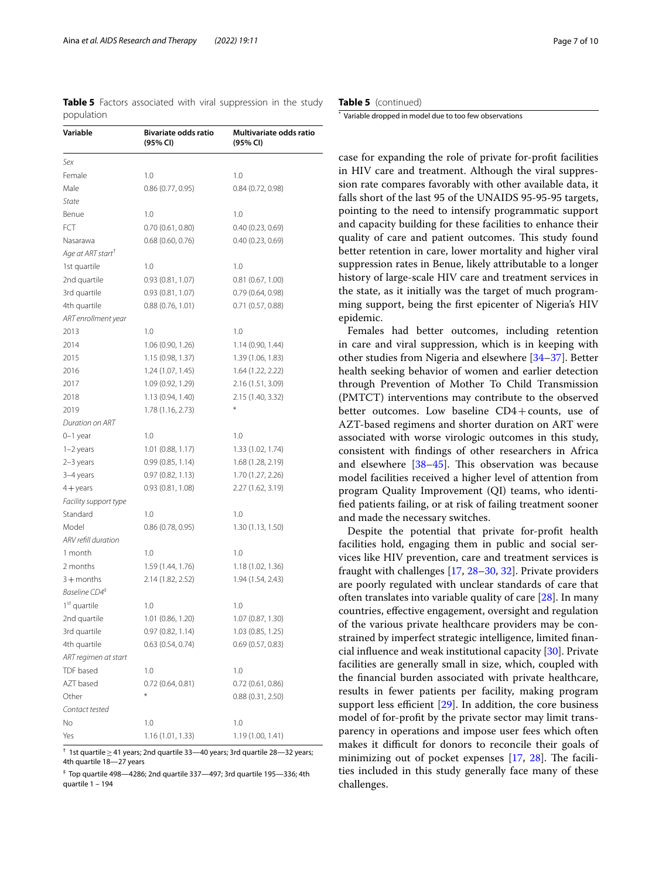**Table 5** Factors associated with viral suppression in the study population

| Variable | Bivariate odds ratio (95% CI) | Multivariate odds ratio (95% CI) |
|---|---|---|
| *Sex* | | |
| Female | 1.0 | 1.0 |
| Male | 0.86 (0.77, 0.95) | 0.84 (0.72, 0.98) |
| *State* | | |
| Benue | 1.0 | 1.0 |
| FCT | 0.70 (0.61, 0.80) | 0.40 (0.23, 0.69) |
| Nasarawa | 0.68 (0.60, 0.76) | 0.40 (0.23, 0.69) |
| *Age at ART start*[†] | | |
| 1st quartile | 1.0 | 1.0 |
| 2nd quartile | 0.93 (0.81, 1.07) | 0.81 (0.67, 1.00) |
| 3rd quartile | 0.93 (0.81, 1.07) | 0.79 (0.64, 0.98) |
| 4th quartile | 0.88 (0.76, 1.01) | 0.71 (0.57, 0.88) |
| *ART enrollment year* | | |
| 2013 | 1.0 | 1.0 |
| 2014 | 1.06 (0.90, 1.26) | 1.14 (0.90, 1.44) |
| 2015 | 1.15 (0.98, 1.37) | 1.39 (1.06, 1.83) |
| 2016 | 1.24 (1.07, 1.45) | 1.64 (1.22, 2.22) |
| 2017 | 1.09 (0.92, 1.29) | 2.16 (1.51, 3.09) |
| 2018 | 1.13 (0.94, 1.40) | 2.15 (1.40, 3.32) |
| 2019 | 1.78 (1.16, 2.73) | * |
| *Duration on ART* | | |
| 0–1 year | 1.0 | 1.0 |
| 1–2 years | 1.01 (0.88, 1.17) | 1.33 (1.02, 1.74) |
| 2–3 years | 0.99 (0.85, 1.14) | 1.68 (1.28, 2.19) |
| 3–4 years | 0.97 (0.82, 1.13) | 1.70 (1.27, 2.26) |
| 4+ years | 0.93 (0.81, 1.08) | 2.27 (1.62, 3.19) |
| *Facility support type* | | |
| Standard | 1.0 | 1.0 |
| Model | 0.86 (0.78, 0.95) | 1.30 (1.13, 1.50) |
| *ARV refill duration* | | |
| 1 month | 1.0 | 1.0 |
| 2 months | 1.59 (1.44, 1.76) | 1.18 (1.02, 1.36) |
| 3+ months | 2.14 (1.82, 2.52) | 1.94 (1.54, 2.43) |
| *Baseline CD4*[‡] | | |
| 1st quartile | 1.0 | 1.0 |
| 2nd quartile | 1.01 (0.86, 1.20) | 1.07 (0.87, 1.30) |
| 3rd quartile | 0.97 (0.82, 1.14) | 1.03 (0.85, 1.25) |
| 4th quartile | 0.63 (0.54, 0.74) | 0.69 (0.57, 0.83) |
| *ART regimen at start* | | |
| TDF based | 1.0 | 1.0 |
| AZT based | 0.72 (0.64, 0.81) | 0.72 (0.61, 0.86) |
| Other | * | 0.88 (0.31, 2.50) |
| *Contact tested* | | |
| No | 1.0 | 1.0 |
| Yes | 1.16 (1.01, 1.33) | 1.19 (1.00, 1.41) |

[†] 1st quartile ≥ 41 years; 2nd quartile 33—40 years; 3rd quartile 28—32 years; 4th quartile 18—27 years

[‡] Top quartile 498—4286; 2nd quartile 337—497; 3rd quartile 195—336; 4th quartile 1 – 194

* Variable dropped in model due to too few observations

case for expanding the role of private for-profit facilities in HIV care and treatment. Although the viral suppression rate compares favorably with other available data, it falls short of the last 95 of the UNAIDS 95-95-95 targets, pointing to the need to intensify programmatic support and capacity building for these facilities to enhance their quality of care and patient outcomes. This study found better retention in care, lower mortality and higher viral suppression rates in Benue, likely attributable to a longer history of large-scale HIV care and treatment services in the state, as it initially was the target of much programming support, being the first epicenter of Nigeria's HIV epidemic.

Females had better outcomes, including retention in care and viral suppression, which is in keeping with other studies from Nigeria and elsewhere [34–37]. Better health seeking behavior of women and earlier detection through Prevention of Mother To Child Transmission (PMTCT) interventions may contribute to the observed better outcomes. Low baseline CD4+counts, use of AZT-based regimens and shorter duration on ART were associated with worse virologic outcomes in this study, consistent with findings of other researchers in Africa and elsewhere [38–45]. This observation was because model facilities received a higher level of attention from program Quality Improvement (QI) teams, who identified patients failing, or at risk of failing treatment sooner and made the necessary switches.

Despite the potential that private for-profit health facilities hold, engaging them in public and social services like HIV prevention, care and treatment services is fraught with challenges [17, 28–30, 32]. Private providers are poorly regulated with unclear standards of care that often translates into variable quality of care [28]. In many countries, effective engagement, oversight and regulation of the various private healthcare providers may be constrained by imperfect strategic intelligence, limited financial influence and weak institutional capacity [30]. Private facilities are generally small in size, which, coupled with the financial burden associated with private healthcare, results in fewer patients per facility, making program support less efficient [29]. In addition, the core business model of for-profit by the private sector may limit transparency in operations and impose user fees which often makes it difficult for donors to reconcile their goals of minimizing out of pocket expenses [17, 28]. The facilities included in this study generally face many of these challenges.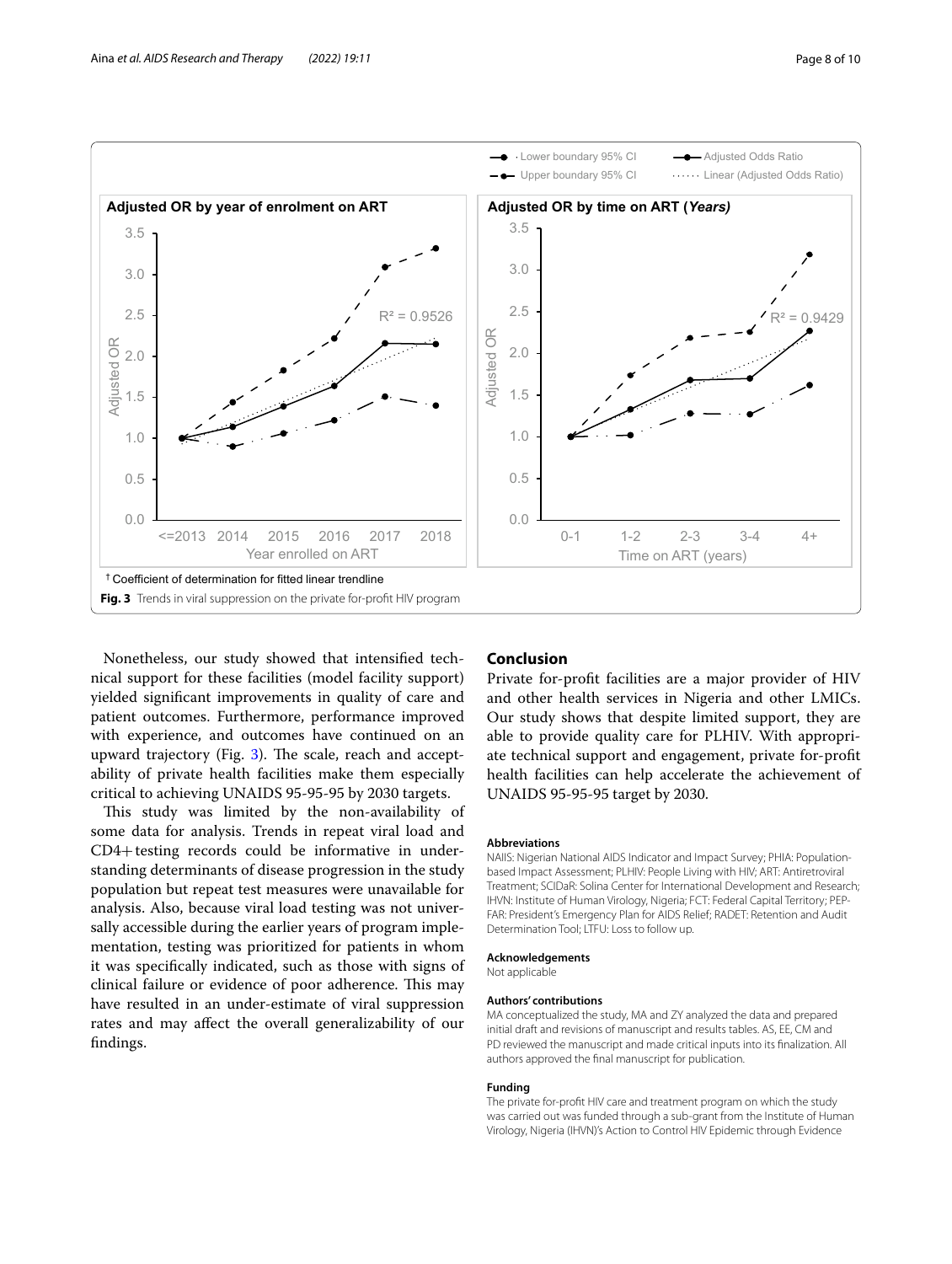**Fig. 3** Trends in viral suppression on the private for-profit HIV program

Nonetheless, our study showed that intensified technical support for these facilities (model facility support) yielded significant improvements in quality of care and patient outcomes. Furthermore, performance improved with experience, and outcomes have continued on an upward trajectory (Fig. 3). The scale, reach and acceptability of private health facilities make them especially critical to achieving UNAIDS 95-95-95 by 2030 targets.

This study was limited by the non-availability of some data for analysis. Trends in repeat viral load and CD4+ testing records could be informative in understanding determinants of disease progression in the study population but repeat test measures were unavailable for analysis. Also, because viral load testing was not universally accessible during the earlier years of program implementation, testing was prioritized for patients in whom it was specifically indicated, such as those with signs of clinical failure or evidence of poor adherence. This may have resulted in an under-estimate of viral suppression rates and may affect the overall generalizability of our findings.

## Conclusion

Private for-profit facilities are a major provider of HIV and other health services in Nigeria and other LMICs. Our study shows that despite limited support, they are able to provide quality care for PLHIV. With appropriate technical support and engagement, private for-profit health facilities can help accelerate the achievement of UNAIDS 95-95-95 target by 2030.

#### Abbreviations

NAIIS: Nigerian National AIDS Indicator and Impact Survey; PHIA: Population-based Impact Assessment; PLHIV: People Living with HIV; ART: Antiretroviral Treatment; SCIDaR: Solina Center for International Development and Research; IHVN: Institute of Human Virology, Nigeria; FCT: Federal Capital Territory; PEPFAR: President's Emergency Plan for AIDS Relief; RADET: Retention and Audit Determination Tool; LTFU: Loss to follow up.

#### Acknowledgements

Not applicable

#### Authors' contributions

MA conceptualized the study, MA and ZY analyzed the data and prepared initial draft and revisions of manuscript and results tables. AS, EE, CM and PD reviewed the manuscript and made critical inputs into its finalization. All authors approved the final manuscript for publication.

#### Funding

The private for-profit HIV care and treatment program on which the study was carried out was funded through a sub-grant from the Institute of Human Virology, Nigeria (IHVN)'s Action to Control HIV Epidemic through Evidence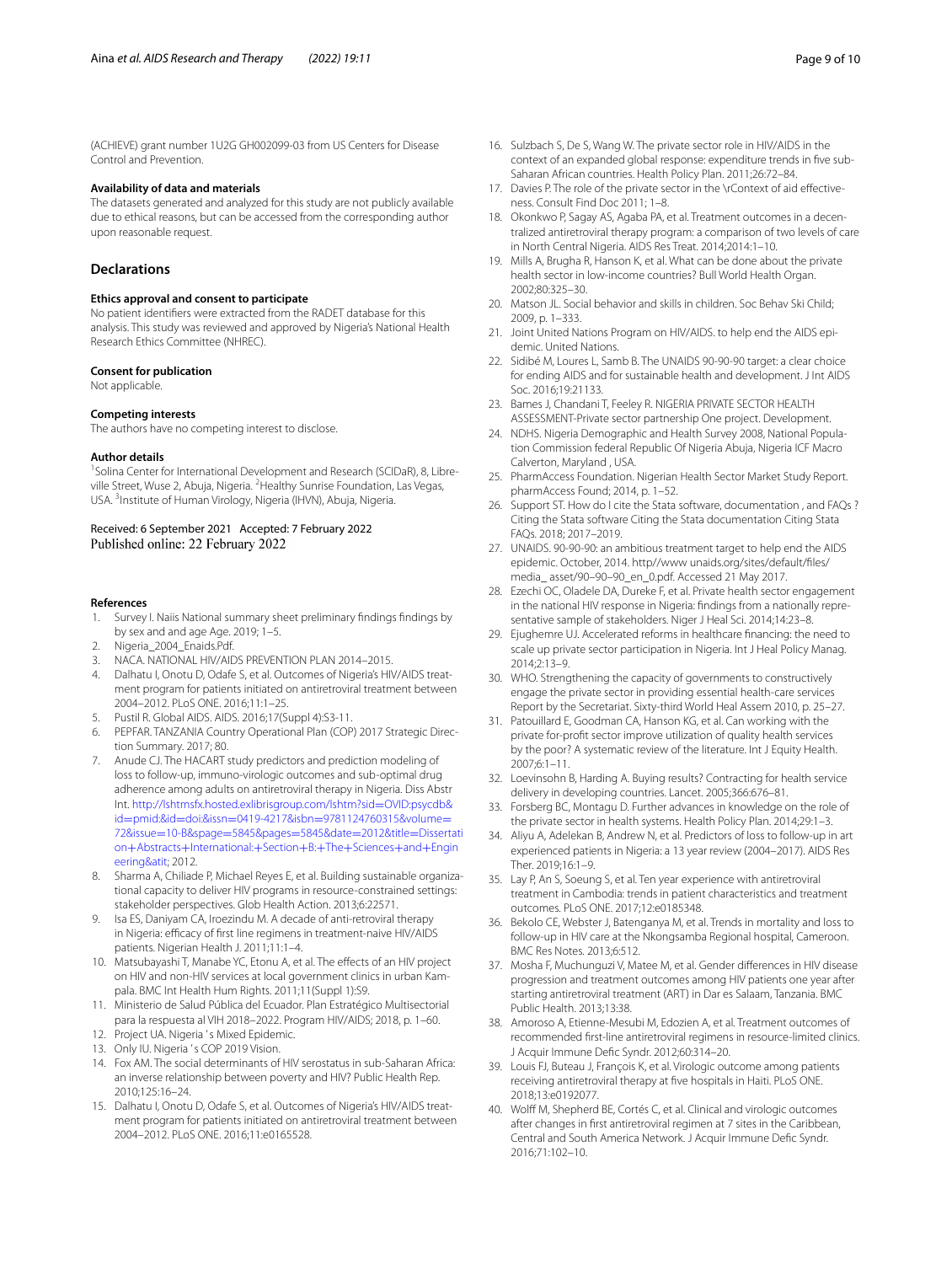(ACHIEVE) grant number 1U2G GH002099-03 from US Centers for Disease Control and Prevention.

### Availability of data and materials

The datasets generated and analyzed for this study are not publicly available due to ethical reasons, but can be accessed from the corresponding author upon reasonable request.

## Declarations

### Ethics approval and consent to participate

No patient identifiers were extracted from the RADET database for this analysis. This study was reviewed and approved by Nigeria's National Health Research Ethics Committee (NHREC).

### Consent for publication

Not applicable.

### Competing interests

The authors have no competing interest to disclose.

### Author details

[1]Solina Center for International Development and Research (SCIDaR), 8, Libreville Street, Wuse 2, Abuja, Nigeria. [2]Healthy Sunrise Foundation, Las Vegas, USA. [3]Institute of Human Virology, Nigeria (IHVN), Abuja, Nigeria.

Received: 6 September 2021 Accepted: 7 February 2022
Published online: 22 February 2022

### References

1. Survey I. Naiis National summary sheet preliminary findings findings by by sex and and age Age. 2019; 1–5.
2. Nigeria_2004_Enaids.Pdf.
3. NACA. NATIONAL HIV/AIDS PREVENTION PLAN 2014–2015.
4. Dalhatu I, Onotu D, Odafe S, et al. Outcomes of Nigeria's HIV/AIDS treatment program for patients initiated on antiretroviral treatment between 2004–2012. PLoS ONE. 2016;11:1–25.
5. Pustil R. Global AIDS. AIDS. 2016;17(Suppl 4):S3-11.
6. PEPFAR. TANZANIA Country Operational Plan (COP) 2017 Strategic Direction Summary. 2017; 80.
7. Anude CJ. The HACART study predictors and prediction modeling of loss to follow-up, immuno-virologic outcomes and sub-optimal drug adherence among adults on antiretroviral therapy in Nigeria. Diss Abstr Int. http://lshtmsfx.hosted.exlibrisgroup.com/lshtm?sid=OVID:psycdb&id=pmid:&id=doi:&issn=0419-4217&isbn=9781124760315&volume=72&issue=10-B&spage=5845&pages=5845&date=2012&title=Dissertation+Abstracts+International:+Section+B:+The+Sciences+and+Engineering&atit; 2012.
8. Sharma A, Chiliade P, Michael Reyes E, et al. Building sustainable organizational capacity to deliver HIV programs in resource-constrained settings: stakeholder perspectives. Glob Health Action. 2013;6:22571.
9. Isa ES, Daniyam CA, Iroezindu M. A decade of anti-retroviral therapy in Nigeria: efficacy of first line regimens in treatment-naive HIV/AIDS patients. Nigerian Health J. 2011;11:1–4.
10. Matsubayashi T, Manabe YC, Etonu A, et al. The effects of an HIV project on HIV and non-HIV services at local government clinics in urban Kampala. BMC Int Health Hum Rights. 2011;11(Suppl 1):S9.
11. Ministerio de Salud Pública del Ecuador. Plan Estratégico Multisectorial para la respuesta al VIH 2018–2022. Program HIV/AIDS; 2018, p. 1–60.
12. Project UA. Nigeria ' s Mixed Epidemic.
13. Only IU. Nigeria ' s COP 2019 Vision.
14. Fox AM. The social determinants of HIV serostatus in sub-Saharan Africa: an inverse relationship between poverty and HIV? Public Health Rep. 2010;125:16–24.
15. Dalhatu I, Onotu D, Odafe S, et al. Outcomes of Nigeria's HIV/AIDS treatment program for patients initiated on antiretroviral treatment between 2004–2012. PLoS ONE. 2016;11:e0165528.
16. Sulzbach S, De S, Wang W. The private sector role in HIV/AIDS in the context of an expanded global response: expenditure trends in five sub-Saharan African countries. Health Policy Plan. 2011;26:72–84.
17. Davies P. The role of the private sector in the \rContext of aid effectiveness. Consult Find Doc 2011; 1–8.
18. Okonkwo P, Sagay AS, Agaba PA, et al. Treatment outcomes in a decentralized antiretroviral therapy program: a comparison of two levels of care in North Central Nigeria. AIDS Res Treat. 2014;2014:1–10.
19. Mills A, Brugha R, Hanson K, et al. What can be done about the private health sector in low-income countries? Bull World Health Organ. 2002;80:325–30.
20. Matson JL. Social behavior and skills in children. Soc Behav Ski Child; 2009, p. 1–333.
21. Joint United Nations Program on HIV/AIDS. to help end the AIDS epidemic. United Nations.
22. Sidibé M, Loures L, Samb B. The UNAIDS 90-90-90 target: a clear choice for ending AIDS and for sustainable health and development. J Int AIDS Soc. 2016;19:21133.
23. Bames J, Chandani T, Feeley R. NIGERIA PRIVATE SECTOR HEALTH ASSESSMENT-Private sector partnership One project. Development.
24. NDHS. Nigeria Demographic and Health Survey 2008, National Population Commission federal Republic Of Nigeria Abuja, Nigeria ICF Macro Calverton, Maryland , USA.
25. PharmAccess Foundation. Nigerian Health Sector Market Study Report. pharmAccess Found; 2014, p. 1–52.
26. Support ST. How do I cite the Stata software, documentation , and FAQs ? Citing the Stata software Citing the Stata documentation Citing Stata FAQs. 2018; 2017–2019.
27. UNAIDS. 90-90-90: an ambitious treatment target to help end the AIDS epidemic. October, 2014. http//www unaids.org/sites/default/files/media_ asset/90–90–90_en_0.pdf. Accessed 21 May 2017.
28. Ezechi OC, Oladele DA, Dureke F, et al. Private health sector engagement in the national HIV response in Nigeria: findings from a nationally representative sample of stakeholders. Niger J Heal Sci. 2014;14:23–8.
29. Ejughemre UJ. Accelerated reforms in healthcare financing: the need to scale up private sector participation in Nigeria. Int J Heal Policy Manag. 2014;2:13–9.
30. WHO. Strengthening the capacity of governments to constructively engage the private sector in providing essential health-care services Report by the Secretariat. Sixty-third World Heal Assem 2010, p. 25–27.
31. Patouillard E, Goodman CA, Hanson KG, et al. Can working with the private for-profit sector improve utilization of quality health services by the poor? A systematic review of the literature. Int J Equity Health. 2007;6:1–11.
32. Loevinsohn B, Harding A. Buying results? Contracting for health service delivery in developing countries. Lancet. 2005;366:676–81.
33. Forsberg BC, Montagu D. Further advances in knowledge on the role of the private sector in health systems. Health Policy Plan. 2014;29:1–3.
34. Aliyu A, Adelekan B, Andrew N, et al. Predictors of loss to follow-up in art experienced patients in Nigeria: a 13 year review (2004–2017). AIDS Res Ther. 2019;16:1–9.
35. Lay P, An S, Soeung S, et al. Ten year experience with antiretroviral treatment in Cambodia: trends in patient characteristics and treatment outcomes. PLoS ONE. 2017;12:e0185348.
36. Bekolo CE, Webster J, Batenganya M, et al. Trends in mortality and loss to follow-up in HIV care at the Nkongsamba Regional hospital, Cameroon. BMC Res Notes. 2013;6:512.
37. Mosha F, Muchunguzi V, Matee M, et al. Gender differences in HIV disease progression and treatment outcomes among HIV patients one year after starting antiretroviral treatment (ART) in Dar es Salaam, Tanzania. BMC Public Health. 2013;13:38.
38. Amoroso A, Etienne-Mesubi M, Edozien A, et al. Treatment outcomes of recommended first-line antiretroviral regimens in resource-limited clinics. J Acquir Immune Defic Syndr. 2012;60:314–20.
39. Louis FJ, Buteau J, François K, et al. Virologic outcome among patients receiving antiretroviral therapy at five hospitals in Haiti. PLoS ONE. 2018;13:e0192077.
40. Wolff M, Shepherd BE, Cortés C, et al. Clinical and virologic outcomes after changes in first antiretroviral regimen at 7 sites in the Caribbean, Central and South America Network. J Acquir Immune Defic Syndr. 2016;71:102–10.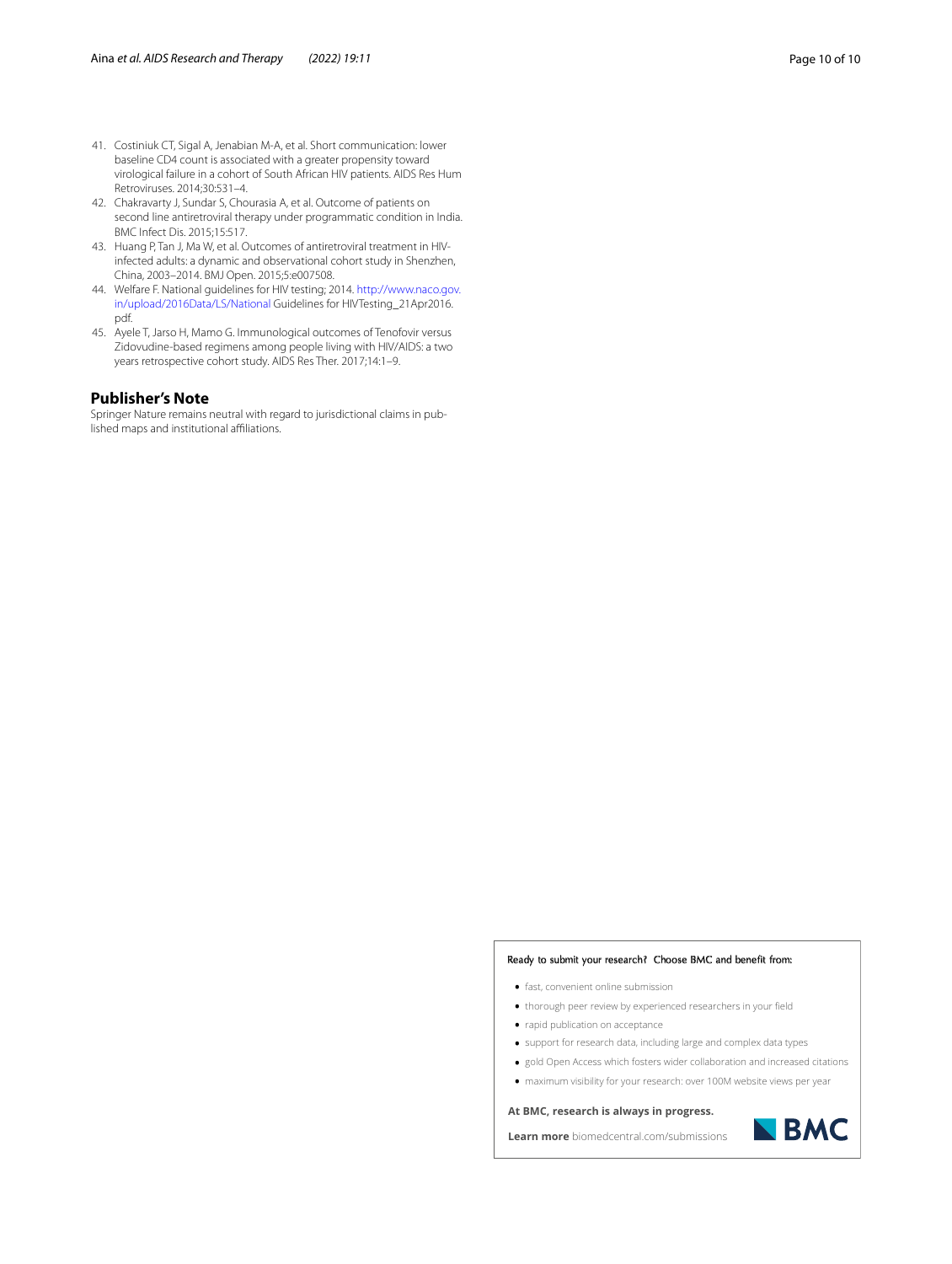41. Costiniuk CT, Sigal A, Jenabian M-A, et al. Short communication: lower baseline CD4 count is associated with a greater propensity toward virological failure in a cohort of South African HIV patients. AIDS Res Hum Retroviruses. 2014;30:531–4.
42. Chakravarty J, Sundar S, Chourasia A, et al. Outcome of patients on second line antiretroviral therapy under programmatic condition in India. BMC Infect Dis. 2015;15:517.
43. Huang P, Tan J, Ma W, et al. Outcomes of antiretroviral treatment in HIV-infected adults: a dynamic and observational cohort study in Shenzhen, China, 2003–2014. BMJ Open. 2015;5:e007508.
44. Welfare F. National guidelines for HIV testing; 2014. http://www.naco.gov.in/upload/2016Data/LS/National Guidelines for HIVTesting_21Apr2016.pdf.
45. Ayele T, Jarso H, Mamo G. Immunological outcomes of Tenofovir versus Zidovudine-based regimens among people living with HIV/AIDS: a two years retrospective cohort study. AIDS Res Ther. 2017;14:1–9.

## Publisher's Note

Springer Nature remains neutral with regard to jurisdictional claims in published maps and institutional affiliations.

Ready to submit your research? Choose BMC and benefit from:

- fast, convenient online submission
- thorough peer review by experienced researchers in your field
- rapid publication on acceptance
- support for research data, including large and complex data types
- gold Open Access which fosters wider collaboration and increased citations
- maximum visibility for your research: over 100M website views per year

**At BMC, research is always in progress.**

**Learn more** biomedcentral.com/submissions

BMC